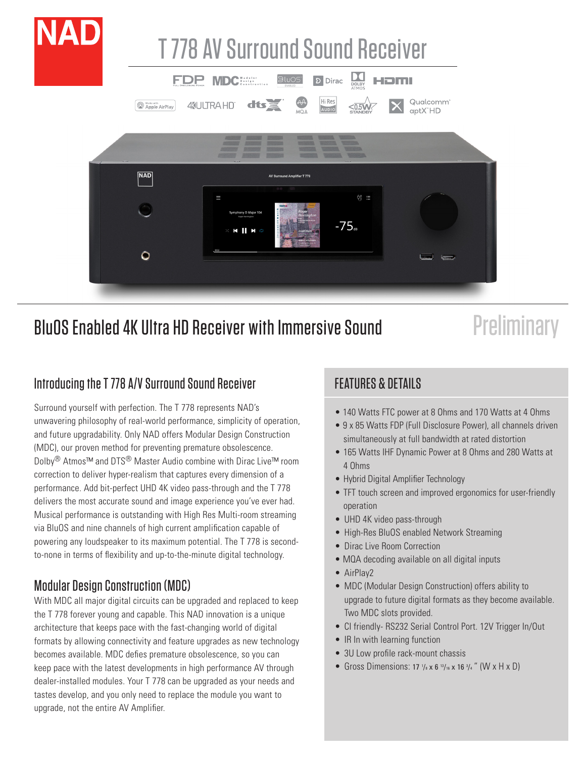# NAD

# T 778 AV Surround Sound Receiver

## BluOS Enabled 4K Ultra HD Receiver with Immersive Sound

Preliminary

### Introducing the T 778 A/V Surround Sound Receiver

Surround yourself with perfection. The T 778 represents NAD's unwavering philosophy of real-world performance, simplicity of operation, and future upgradability. Only NAD offers Modular Design Construction (MDC), our proven method for preventing premature obsolescence. Dolby® Atmos™ and DTS® Master Audio combine with Dirac Live™ room correction to deliver hyper-realism that captures every dimension of a performance. Add bit-perfect UHD 4K video pass-through and the T 778 delivers the most accurate sound and image experience you've ever had. Musical performance is outstanding with High Res Multi-room streaming via BluOS and nine channels of high current amplification capable of powering any loudspeaker to its maximum potential. The T 778 is second-to-none in terms of flexibility and up-to-the-minute digital technology.

### Modular Design Construction (MDC)

With MDC all major digital circuits can be upgraded and replaced to keep the T 778 forever young and capable. This NAD innovation is a unique architecture that keeps pace with the fast-changing world of digital formats by allowing connectivity and feature upgrades as new technology becomes available. MDC defies premature obsolescence, so you can keep pace with the latest developments in high performance AV through dealer-installed modules. Your T 778 can be upgraded as your needs and tastes develop, and you only need to replace the module you want to upgrade, not the entire AV Amplifier.

### FEATURES & DETAILS

- 140 Watts FTC power at 8 Ohms and 170 Watts at 4 Ohms
- 9 x 85 Watts FDP (Full Disclosure Power), all channels driven simultaneously at full bandwidth at rated distortion
- 165 Watts IHF Dynamic Power at 8 Ohms and 280 Watts at 4 Ohms
- Hybrid Digital Amplifier Technology
- TFT touch screen and improved ergonomics for user-friendly operation
- UHD 4K video pass-through
- High-Res BluOS enabled Network Streaming
- Dirac Live Room Correction
- MQA decoding available on all digital inputs
- AirPlay2
- MDC (Modular Design Construction) offers ability to upgrade to future digital formats as they become available. Two MDC slots provided.
- CI friendly- RS232 Serial Control Port. 12V Trigger In/Out
- IR In with learning function
- 3U Low profile rack-mount chassis
- Gross Dimensions: 17 1/8 x 6 13/16 x 16 3/4 " (W x H x D)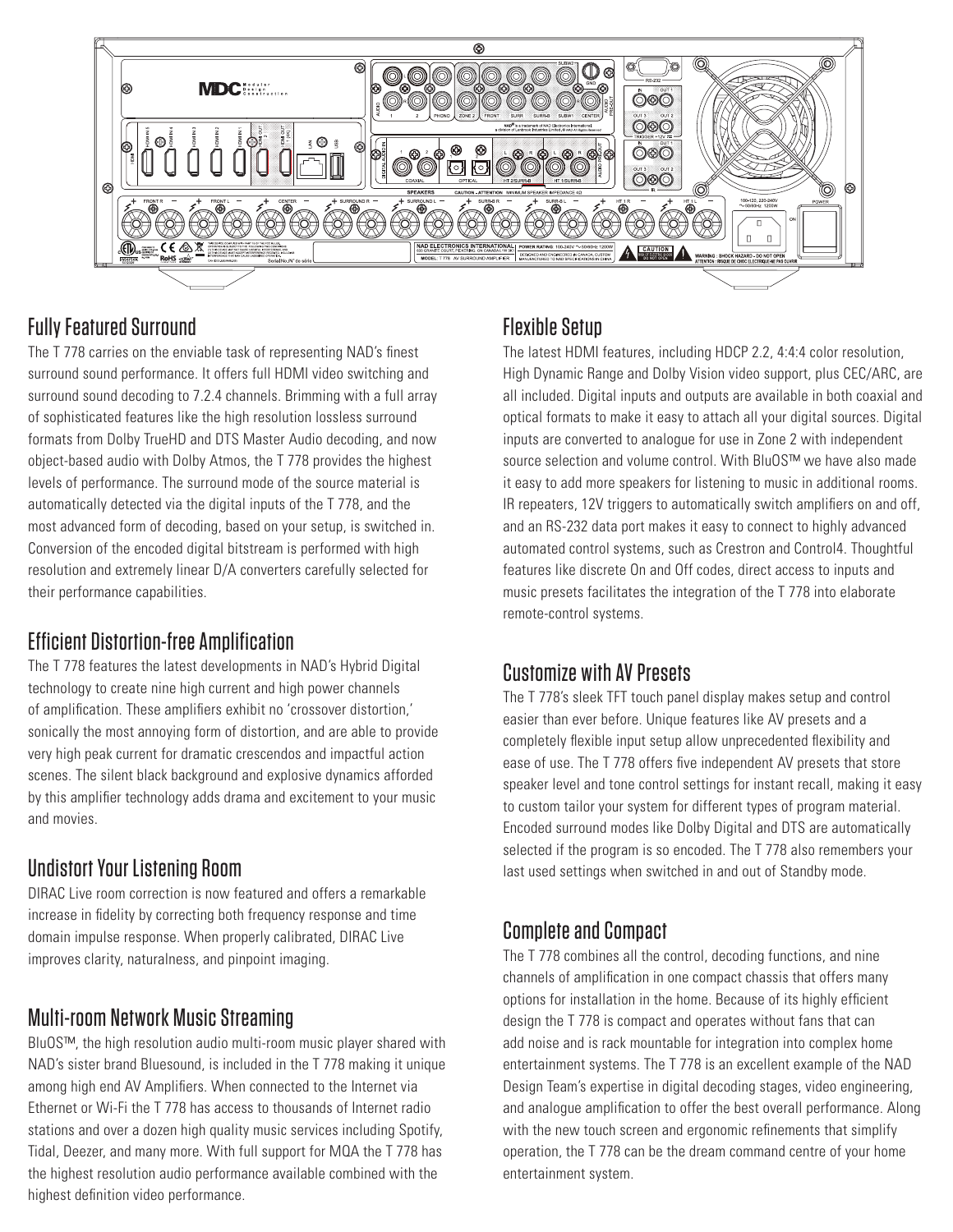## Fully Featured Surround

The T 778 carries on the enviable task of representing NAD's finest surround sound performance. It offers full HDMI video switching and surround sound decoding to 7.2.4 channels. Brimming with a full array of sophisticated features like the high resolution lossless surround formats from Dolby TrueHD and DTS Master Audio decoding, and now object-based audio with Dolby Atmos, the T 778 provides the highest levels of performance. The surround mode of the source material is automatically detected via the digital inputs of the T 778, and the most advanced form of decoding, based on your setup, is switched in. Conversion of the encoded digital bitstream is performed with high resolution and extremely linear D/A converters carefully selected for their performance capabilities.

## Efficient Distortion-free Amplification

The T 778 features the latest developments in NAD's Hybrid Digital technology to create nine high current and high power channels of amplification. These amplifiers exhibit no 'crossover distortion,' sonically the most annoying form of distortion, and are able to provide very high peak current for dramatic crescendos and impactful action scenes. The silent black background and explosive dynamics afforded by this amplifier technology adds drama and excitement to your music and movies.

## Undistort Your Listening Room

DIRAC Live room correction is now featured and offers a remarkable increase in fidelity by correcting both frequency response and time domain impulse response. When properly calibrated, DIRAC Live improves clarity, naturalness, and pinpoint imaging.

## Multi-room Network Music Streaming

BluOS™, the high resolution audio multi-room music player shared with NAD's sister brand Bluesound, is included in the T 778 making it unique among high end AV Amplifiers. When connected to the Internet via Ethernet or Wi-Fi the T 778 has access to thousands of Internet radio stations and over a dozen high quality music services including Spotify, Tidal, Deezer, and many more. With full support for MQA the T 778 has the highest resolution audio performance available combined with the highest definition video performance.

## Flexible Setup

The latest HDMI features, including HDCP 2.2, 4:4:4 color resolution, High Dynamic Range and Dolby Vision video support, plus CEC/ARC, are all included. Digital inputs and outputs are available in both coaxial and optical formats to make it easy to attach all your digital sources. Digital inputs are converted to analogue for use in Zone 2 with independent source selection and volume control. With BluOS™ we have also made it easy to add more speakers for listening to music in additional rooms. IR repeaters, 12V triggers to automatically switch amplifiers on and off, and an RS-232 data port makes it easy to connect to highly advanced automated control systems, such as Crestron and Control4. Thoughtful features like discrete On and Off codes, direct access to inputs and music presets facilitates the integration of the T 778 into elaborate remote-control systems.

## Customize with AV Presets

The T 778's sleek TFT touch panel display makes setup and control easier than ever before. Unique features like AV presets and a completely flexible input setup allow unprecedented flexibility and ease of use. The T 778 offers five independent AV presets that store speaker level and tone control settings for instant recall, making it easy to custom tailor your system for different types of program material. Encoded surround modes like Dolby Digital and DTS are automatically selected if the program is so encoded. The T 778 also remembers your last used settings when switched in and out of Standby mode.

## Complete and Compact

The T 778 combines all the control, decoding functions, and nine channels of amplification in one compact chassis that offers many options for installation in the home. Because of its highly efficient design the T 778 is compact and operates without fans that can add noise and is rack mountable for integration into complex home entertainment systems. The T 778 is an excellent example of the NAD Design Team's expertise in digital decoding stages, video engineering, and analogue amplification to offer the best overall performance. Along with the new touch screen and ergonomic refinements that simplify operation, the T 778 can be the dream command centre of your home entertainment system.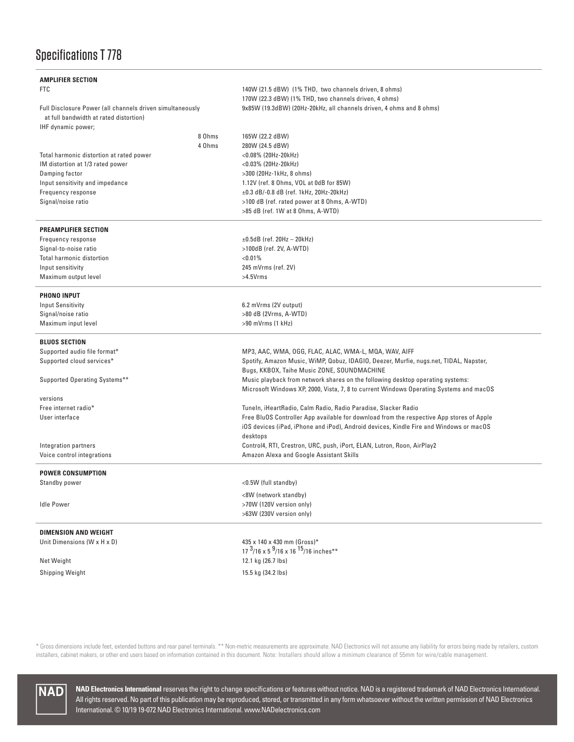# Specifications T 778

| | |
|---|---|
| **AMPLIFIER SECTION** | |
| FTC | 140W (21.5 dBW) (1% THD, two channels driven, 8 ohms) |
| | 170W (22.3 dBW) (1% THD, two channels driven, 4 ohms) |
| Full Disclosure Power (all channels driven simultaneously at full bandwidth at rated distortion) | 9x85W (19.3dBW) (20Hz-20kHz, all channels driven, 4 ohms and 8 ohms) |
| IHF dynamic power; 8 Ohms | 165W (22.2 dBW) |
| 4 Ohms | 280W (24.5 dBW) |
| Total harmonic distortion at rated power | <0.08% (20Hz-20kHz) |
| IM distortion at 1/3 rated power | <0.03% (20Hz-20kHz) |
| Damping factor | >300 (20Hz-1kHz, 8 ohms) |
| Input sensitivity and impedance | 1.12V (ref. 8 Ohms, VOL at 0dB for 85W) |
| Frequency response | ±0.3 dB/-0.8 dB (ref. 1kHz, 20Hz-20kHz) |
| Signal/noise ratio | >100 dB (ref. rated power at 8 Ohms, A-WTD) |
| | >85 dB (ref. 1W at 8 Ohms, A-WTD) |
| **PREAMPLIFIER SECTION** | |
| Frequency response | ±0.5dB (ref. 20Hz – 20kHz) |
| Signal-to-noise ratio | >100dB (ref. 2V, A-WTD) |
| Total harmonic distortion | <0.01% |
| Input sensitivity | 245 mVrms (ref. 2V) |
| Maximum output level | >4.5Vrms |
| **PHONO INPUT** | |
| Input Sensitivity | 6.2 mVrms (2V output) |
| Signal/noise ratio | >80 dB (2Vrms, A-WTD) |
| Maximum input level | >90 mVrms (1 kHz) |
| **BLUOS SECTION** | |
| Supported audio file format* | MP3, AAC, WMA, OGG, FLAC, ALAC, WMA-L, MQA, WAV, AIFF |
| Supported cloud services* | Spotify, Amazon Music, WiMP, Qobuz, IDAGIO, Deezer, Murfie, nugs.net, TIDAL, Napster, Bugs, KKBOX, Taihe Music ZONE, SOUNDMACHINE |
| Supported Operating Systems** | Music playback from network shares on the following desktop operating systems: Microsoft Windows XP, 2000, Vista, 7, 8 to current Windows Operating Systems and macOS |
| versions | |
| Free internet radio* | TuneIn, iHeartRadio, Calm Radio, Radio Paradise, Slacker Radio |
| User interface | Free BluOS Controller App available for download from the respective App stores of Apple iOS devices (iPad, iPhone and iPod), Android devices, Kindle Fire and Windows or macOS desktops |
| Integration partners | Control4, RTI, Crestron, URC, push, iPort, ELAN, Lutron, Roon, AirPlay2 |
| Voice control integrations | Amazon Alexa and Google Assistant Skills |
| **POWER CONSUMPTION** | |
| Standby power | <0.5W (full standby) |
| | <8W (network standby) |
| Idle Power | >70W (120V version only) |
| | >63W (230V version only) |
| **DIMENSION AND WEIGHT** | |
| Unit Dimensions (W x H x D) | 435 x 140 x 430 mm (Gross)* |
| | 17 3/16 x 5 9/16 x 16 15/16 inches** |
| Net Weight | 12.1 kg (26.7 lbs) |
| Shipping Weight | 15.5 kg (34.2 lbs) |

\* Gross dimensions include feet, extended buttons and rear panel terminals. ** Non-metric measurements are approximate. NAD Electronics will not assume any liability for errors being made by retailers, custom installers, cabinet makers, or other end users based on information contained in this document. Note: Installers should allow a minimum clearance of 55mm for wire/cable management.

**NAD Electronics International** reserves the right to change specifications or features without notice. NAD is a registered trademark of NAD Electronics International. All rights reserved. No part of this publication may be reproduced, stored, or transmitted in any form whatsoever without the written permission of NAD Electronics International. © 10/19 19-072 NAD Electronics International. www.NADelectronics.com